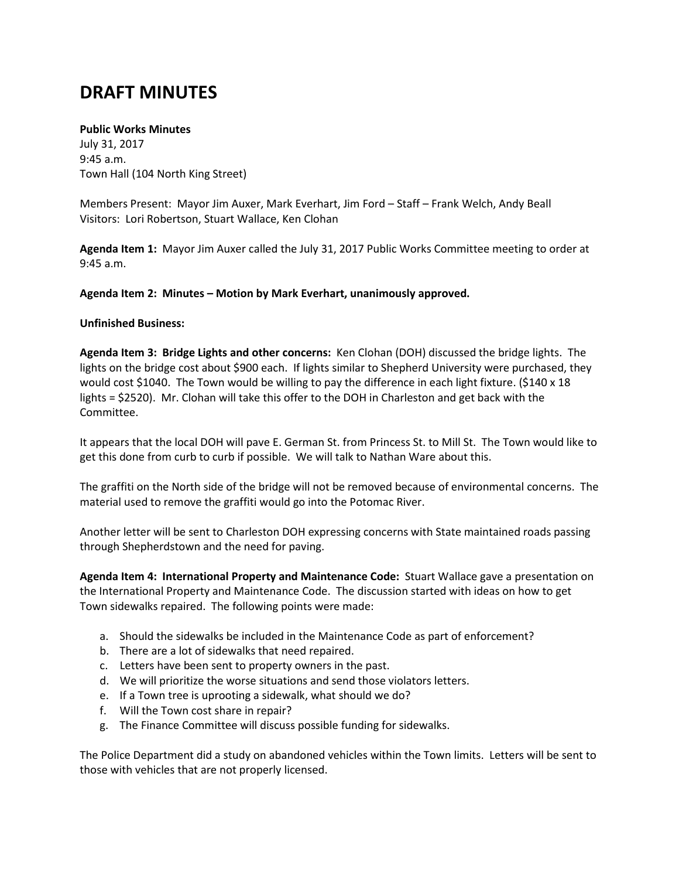# DRAFT MINUTES

**Public Works Minutes**
July 31, 2017
9:45 a.m.
Town Hall (104 North King Street)

Members Present: Mayor Jim Auxer, Mark Everhart, Jim Ford – Staff – Frank Welch, Andy Beall
Visitors: Lori Robertson, Stuart Wallace, Ken Clohan

**Agenda Item 1:** Mayor Jim Auxer called the July 31, 2017 Public Works Committee meeting to order at 9:45 a.m.

**Agenda Item 2: Minutes – Motion by Mark Everhart, unanimously approved.**

**Unfinished Business:**

**Agenda Item 3: Bridge Lights and other concerns:** Ken Clohan (DOH) discussed the bridge lights. The lights on the bridge cost about $900 each. If lights similar to Shepherd University were purchased, they would cost $1040. The Town would be willing to pay the difference in each light fixture. ($140 x 18 lights = $2520). Mr. Clohan will take this offer to the DOH in Charleston and get back with the Committee.

It appears that the local DOH will pave E. German St. from Princess St. to Mill St. The Town would like to get this done from curb to curb if possible. We will talk to Nathan Ware about this.

The graffiti on the North side of the bridge will not be removed because of environmental concerns. The material used to remove the graffiti would go into the Potomac River.

Another letter will be sent to Charleston DOH expressing concerns with State maintained roads passing through Shepherdstown and the need for paving.

**Agenda Item 4: International Property and Maintenance Code:** Stuart Wallace gave a presentation on the International Property and Maintenance Code. The discussion started with ideas on how to get Town sidewalks repaired. The following points were made:

a. Should the sidewalks be included in the Maintenance Code as part of enforcement?
b. There are a lot of sidewalks that need repaired.
c. Letters have been sent to property owners in the past.
d. We will prioritize the worse situations and send those violators letters.
e. If a Town tree is uprooting a sidewalk, what should we do?
f. Will the Town cost share in repair?
g. The Finance Committee will discuss possible funding for sidewalks.

The Police Department did a study on abandoned vehicles within the Town limits. Letters will be sent to those with vehicles that are not properly licensed.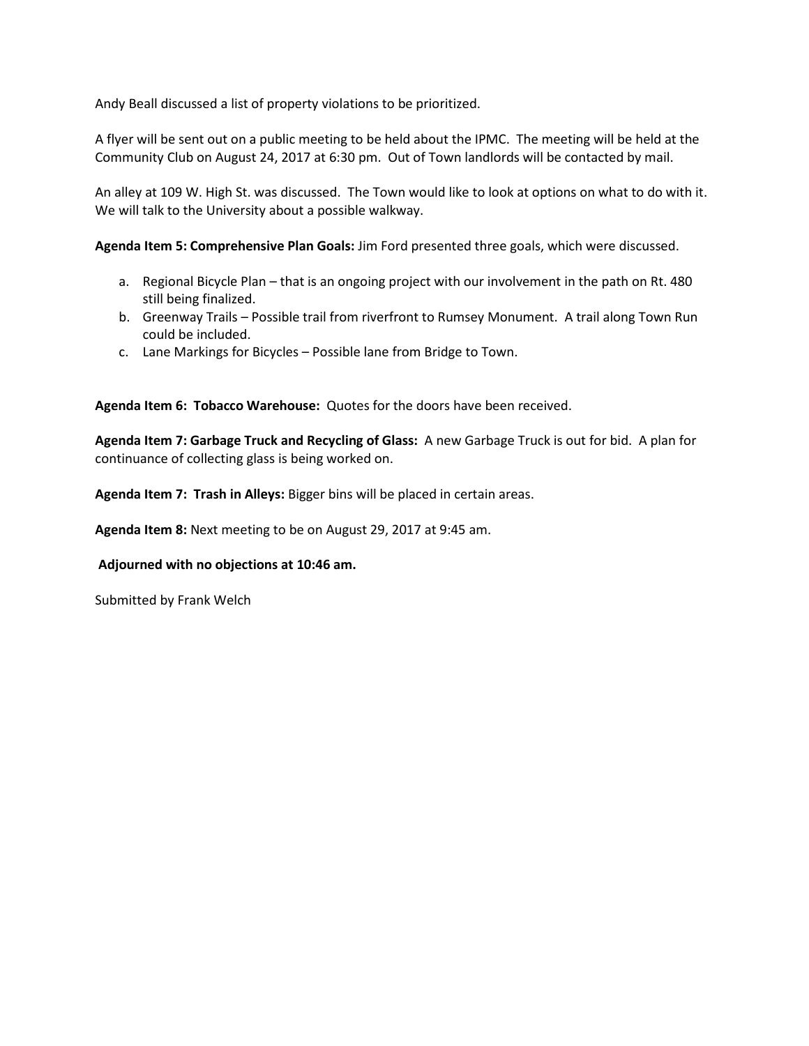Andy Beall discussed a list of property violations to be prioritized.

A flyer will be sent out on a public meeting to be held about the IPMC. The meeting will be held at the Community Club on August 24, 2017 at 6:30 pm. Out of Town landlords will be contacted by mail.

An alley at 109 W. High St. was discussed. The Town would like to look at options on what to do with it. We will talk to the University about a possible walkway.

**Agenda Item 5: Comprehensive Plan Goals:** Jim Ford presented three goals, which were discussed.

a. Regional Bicycle Plan – that is an ongoing project with our involvement in the path on Rt. 480 still being finalized.
b. Greenway Trails – Possible trail from riverfront to Rumsey Monument. A trail along Town Run could be included.
c. Lane Markings for Bicycles – Possible lane from Bridge to Town.

**Agenda Item 6: Tobacco Warehouse:** Quotes for the doors have been received.

**Agenda Item 7: Garbage Truck and Recycling of Glass:** A new Garbage Truck is out for bid. A plan for continuance of collecting glass is being worked on.

**Agenda Item 7: Trash in Alleys:** Bigger bins will be placed in certain areas.

**Agenda Item 8:** Next meeting to be on August 29, 2017 at 9:45 am.

**Adjourned with no objections at 10:46 am.**

Submitted by Frank Welch